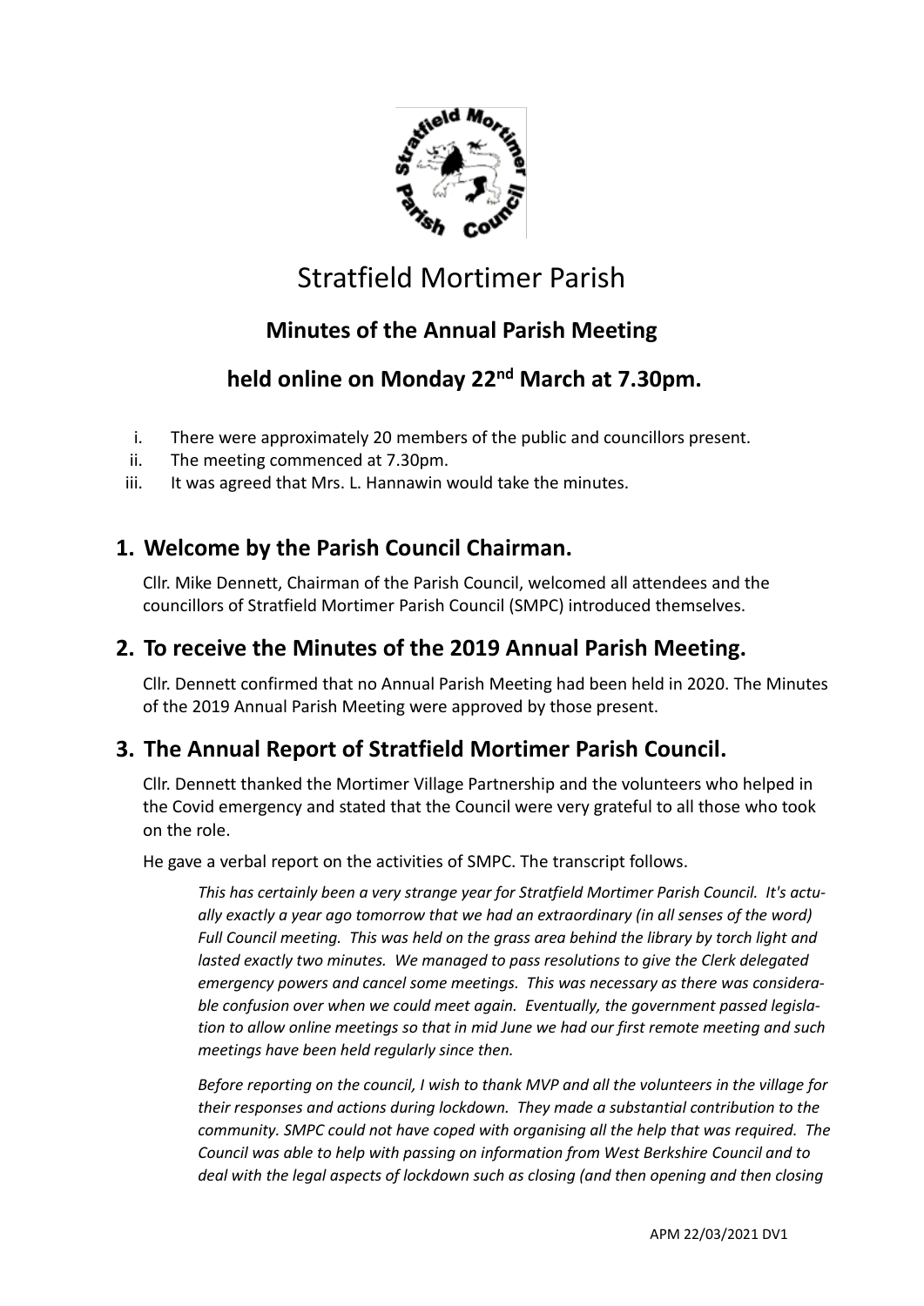# Stratfield Mortimer Parish

## Minutes of the Annual Parish Meeting

## held online on Monday 22nd March at 7.30pm.

i. There were approximately 20 members of the public and councillors present.
ii. The meeting commenced at 7.30pm.
iii. It was agreed that Mrs. L. Hannawin would take the minutes.

## 1. Welcome by the Parish Council Chairman.

Cllr. Mike Dennett, Chairman of the Parish Council, welcomed all attendees and the councillors of Stratfield Mortimer Parish Council (SMPC) introduced themselves.

## 2. To receive the Minutes of the 2019 Annual Parish Meeting.

Cllr. Dennett confirmed that no Annual Parish Meeting had been held in 2020. The Minutes of the 2019 Annual Parish Meeting were approved by those present.

## 3. The Annual Report of Stratfield Mortimer Parish Council.

Cllr. Dennett thanked the Mortimer Village Partnership and the volunteers who helped in the Covid emergency and stated that the Council were very grateful to all those who took on the role.

He gave a verbal report on the activities of SMPC. The transcript follows.

*This has certainly been a very strange year for Stratfield Mortimer Parish Council. It's actually exactly a year ago tomorrow that we had an extraordinary (in all senses of the word) Full Council meeting. This was held on the grass area behind the library by torch light and lasted exactly two minutes. We managed to pass resolutions to give the Clerk delegated emergency powers and cancel some meetings. This was necessary as there was considerable confusion over when we could meet again. Eventually, the government passed legislation to allow online meetings so that in mid June we had our first remote meeting and such meetings have been held regularly since then.*

*Before reporting on the council, I wish to thank MVP and all the volunteers in the village for their responses and actions during lockdown. They made a substantial contribution to the community. SMPC could not have coped with organising all the help that was required. The Council was able to help with passing on information from West Berkshire Council and to deal with the legal aspects of lockdown such as closing (and then opening and then closing*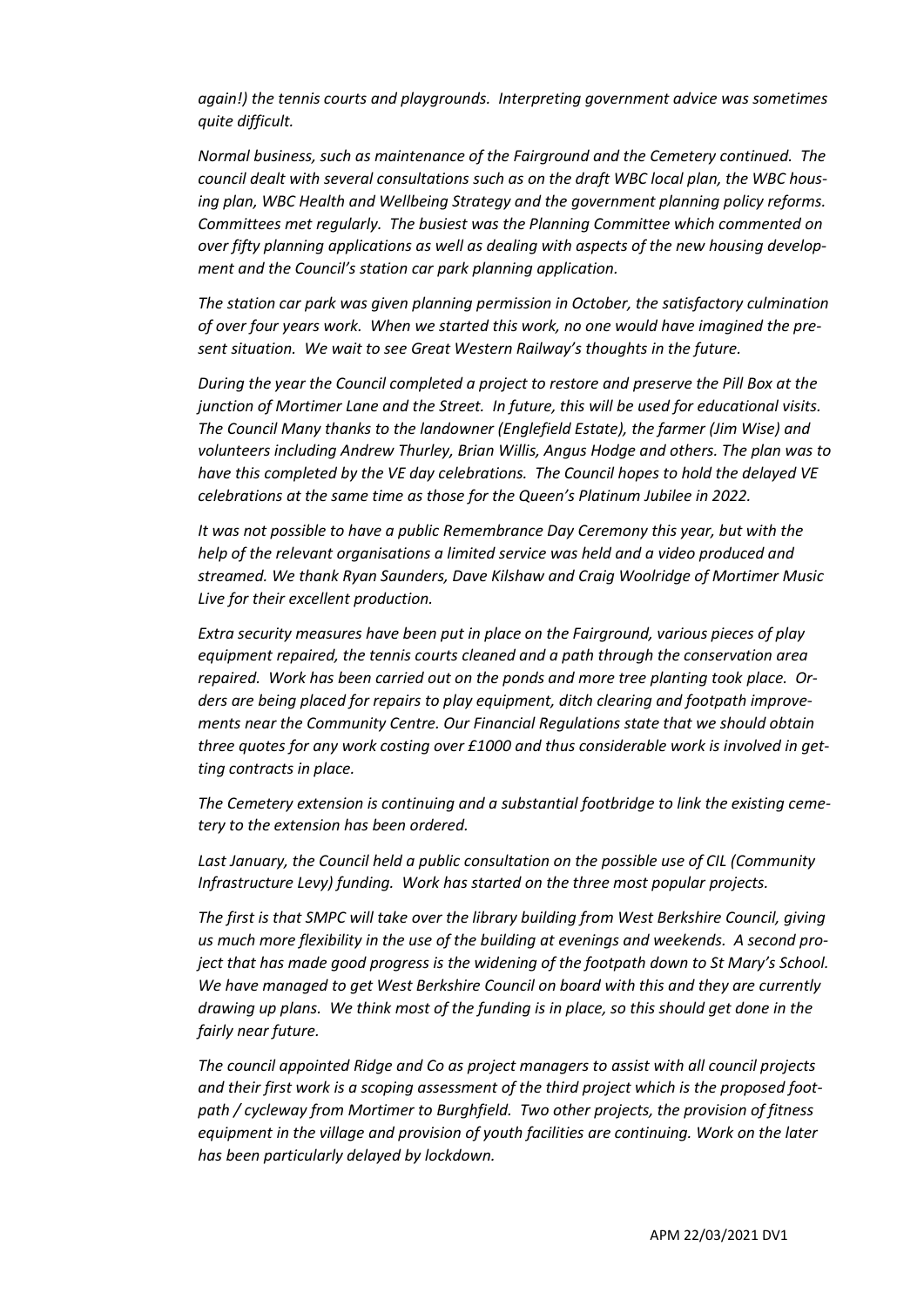*again!) the tennis courts and playgrounds. Interpreting government advice was sometimes quite difficult.*

*Normal business, such as maintenance of the Fairground and the Cemetery continued. The council dealt with several consultations such as on the draft WBC local plan, the WBC housing plan, WBC Health and Wellbeing Strategy and the government planning policy reforms. Committees met regularly. The busiest was the Planning Committee which commented on over fifty planning applications as well as dealing with aspects of the new housing development and the Council's station car park planning application.*

*The station car park was given planning permission in October, the satisfactory culmination of over four years work. When we started this work, no one would have imagined the present situation. We wait to see Great Western Railway's thoughts in the future.*

*During the year the Council completed a project to restore and preserve the Pill Box at the junction of Mortimer Lane and the Street. In future, this will be used for educational visits. The Council Many thanks to the landowner (Englefield Estate), the farmer (Jim Wise) and volunteers including Andrew Thurley, Brian Willis, Angus Hodge and others. The plan was to have this completed by the VE day celebrations. The Council hopes to hold the delayed VE celebrations at the same time as those for the Queen's Platinum Jubilee in 2022.*

*It was not possible to have a public Remembrance Day Ceremony this year, but with the help of the relevant organisations a limited service was held and a video produced and streamed. We thank Ryan Saunders, Dave Kilshaw and Craig Woolridge of Mortimer Music Live for their excellent production.*

*Extra security measures have been put in place on the Fairground, various pieces of play equipment repaired, the tennis courts cleaned and a path through the conservation area repaired. Work has been carried out on the ponds and more tree planting took place. Orders are being placed for repairs to play equipment, ditch clearing and footpath improvements near the Community Centre. Our Financial Regulations state that we should obtain three quotes for any work costing over £1000 and thus considerable work is involved in getting contracts in place.*

*The Cemetery extension is continuing and a substantial footbridge to link the existing cemetery to the extension has been ordered.*

*Last January, the Council held a public consultation on the possible use of CIL (Community Infrastructure Levy) funding. Work has started on the three most popular projects.*

*The first is that SMPC will take over the library building from West Berkshire Council, giving us much more flexibility in the use of the building at evenings and weekends. A second project that has made good progress is the widening of the footpath down to St Mary's School. We have managed to get West Berkshire Council on board with this and they are currently drawing up plans. We think most of the funding is in place, so this should get done in the fairly near future.*

*The council appointed Ridge and Co as project managers to assist with all council projects and their first work is a scoping assessment of the third project which is the proposed footpath / cycleway from Mortimer to Burghfield. Two other projects, the provision of fitness equipment in the village and provision of youth facilities are continuing. Work on the later has been particularly delayed by lockdown.*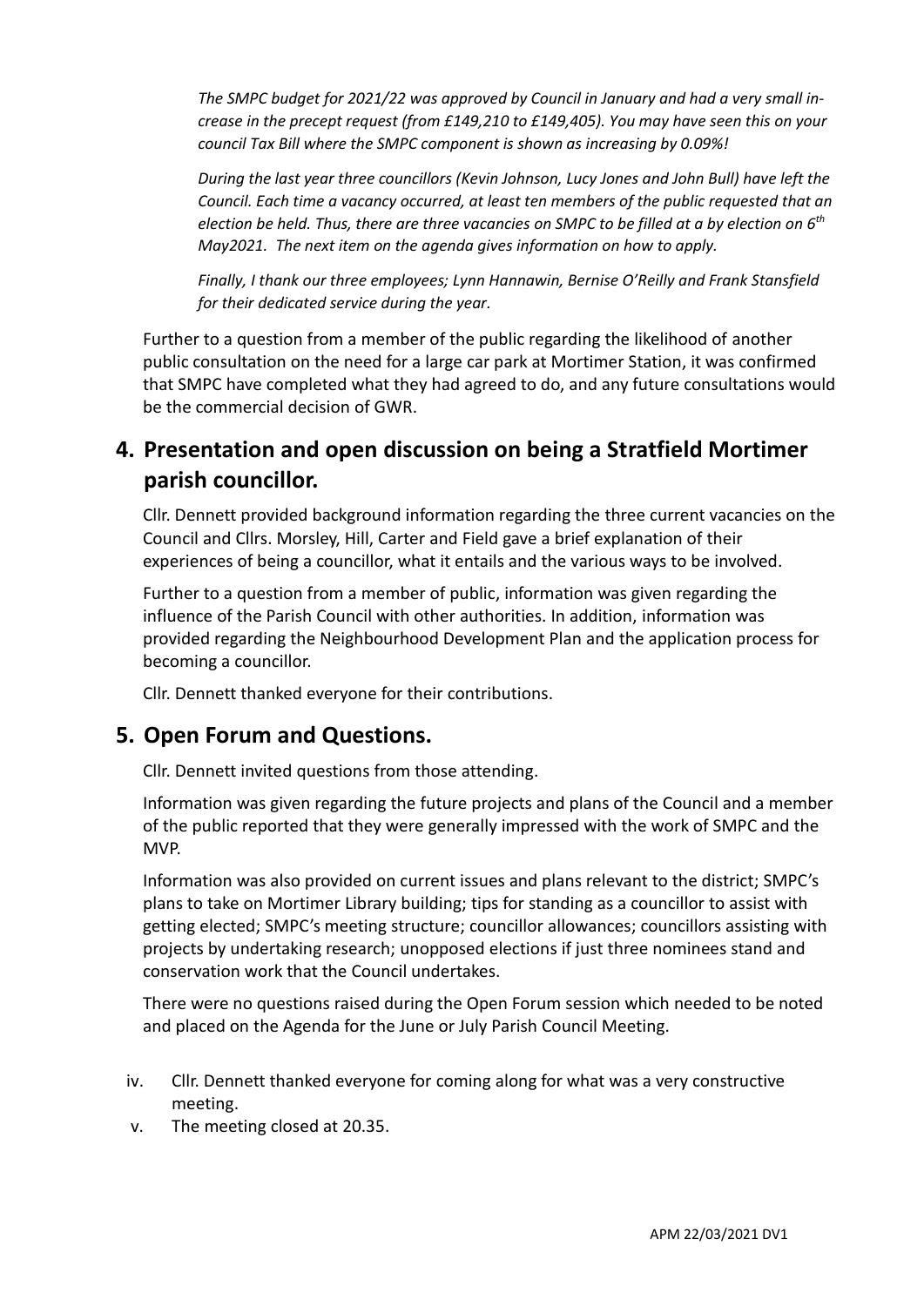*The SMPC budget for 2021/22 was approved by Council in January and had a very small increase in the precept request (from £149,210 to £149,405). You may have seen this on your council Tax Bill where the SMPC component is shown as increasing by 0.09%!*

*During the last year three councillors (Kevin Johnson, Lucy Jones and John Bull) have left the Council. Each time a vacancy occurred, at least ten members of the public requested that an election be held. Thus, there are three vacancies on SMPC to be filled at a by election on 6th May2021. The next item on the agenda gives information on how to apply.*

*Finally, I thank our three employees; Lynn Hannawin, Bernise O'Reilly and Frank Stansfield for their dedicated service during the year.*

Further to a question from a member of the public regarding the likelihood of another public consultation on the need for a large car park at Mortimer Station, it was confirmed that SMPC have completed what they had agreed to do, and any future consultations would be the commercial decision of GWR.

## 4. Presentation and open discussion on being a Stratfield Mortimer parish councillor.

Cllr. Dennett provided background information regarding the three current vacancies on the Council and Cllrs. Morsley, Hill, Carter and Field gave a brief explanation of their experiences of being a councillor, what it entails and the various ways to be involved.

Further to a question from a member of public, information was given regarding the influence of the Parish Council with other authorities. In addition, information was provided regarding the Neighbourhood Development Plan and the application process for becoming a councillor.

Cllr. Dennett thanked everyone for their contributions.

## 5. Open Forum and Questions.

Cllr. Dennett invited questions from those attending.

Information was given regarding the future projects and plans of the Council and a member of the public reported that they were generally impressed with the work of SMPC and the MVP.

Information was also provided on current issues and plans relevant to the district; SMPC's plans to take on Mortimer Library building; tips for standing as a councillor to assist with getting elected; SMPC's meeting structure; councillor allowances; councillors assisting with projects by undertaking research; unopposed elections if just three nominees stand and conservation work that the Council undertakes.

There were no questions raised during the Open Forum session which needed to be noted and placed on the Agenda for the June or July Parish Council Meeting.

iv. Cllr. Dennett thanked everyone for coming along for what was a very constructive meeting.

v. The meeting closed at 20.35.